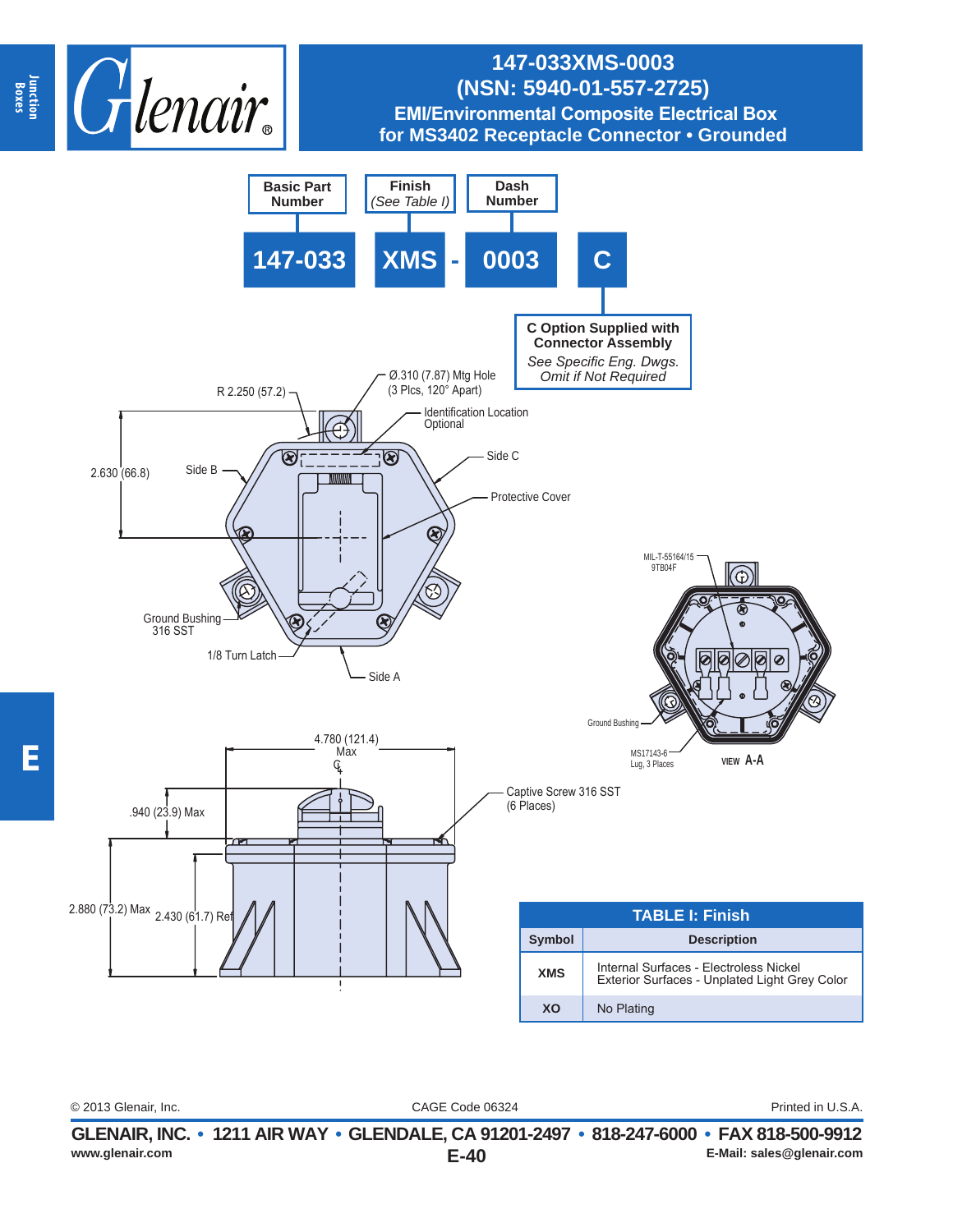# 147-033XMS-0003
## (NSN: 5940-01-557-2725)
### EMI/Environmental Composite Electrical Box for MS3402 Receptacle Connector • Grounded

| Basic Part Number | Finish (See Table I) | Dash Number | |
|---|---|---|---|
| 147-033 | XMS | - 0003 | C |

**C Option Supplied with Connector Assembly**
*See Specific Eng. Dwgs. Omit if Not Required*

R 2.250 (57.2)

Ø.310 (7.87) Mtg Hole (3 Plcs, 120° Apart)

Identification Location Optional

2.630 (66.8)

Side B

Side C

Protective Cover

Ground Bushing 316 SST

1/8 Turn Latch

Side A

MIL-T-55164/15 9TB04F

Ground Bushing

MS17143-6 Lug, 3 Places

VIEW A-A

4.780 (121.4) Max

.940 (23.9) Max

Captive Screw 316 SST (6 Places)

2.880 (73.2) Max

2.430 (61.7) Ref

**TABLE I: Finish**

| Symbol | Description |
|---|---|
| XMS | Internal Surfaces - Electroless Nickel<br>Exterior Surfaces - Unplated Light Grey Color |
| XO | No Plating |

© 2013 Glenair, Inc. CAGE Code 06324 Printed in U.S.A.

**GLENAIR, INC. • 1211 AIR WAY • GLENDALE, CA 91201-2497 • 818-247-6000 • FAX 818-500-9912**
www.glenair.com E-Mail: sales@glenair.com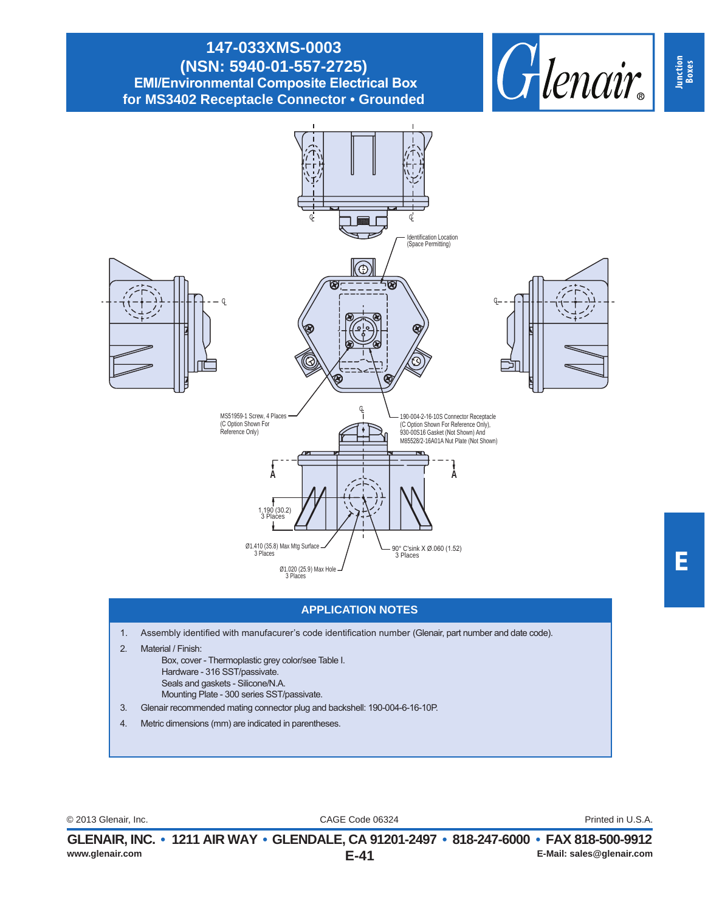# 147-033XMS-0003
# (NSN: 5940-01-557-2725)
## EMI/Environmental Composite Electrical Box for MS3402 Receptacle Connector • Grounded

Identification Location
(Space Permitting)

MS51959-1 Screw, 4 Places
(C Option Shown For
Reference Only)

190-004-2-16-10S Connector Receptacle
(C Option Shown For Reference Only),
930-00S16 Gasket (Not Shown) And
M85528/2-16A01A Nut Plate (Not Shown)

A

A

1.190 (30.2)
3 Places

Ø1.410 (35.8) Max Mtg Surface
3 Places

90° C'sink X Ø.060 (1.52)
3 Places

Ø1.020 (25.9) Max Hole
3 Places

## APPLICATION NOTES

1. Assembly identified with manufacurer's code identification number (Glenair, part number and date code).
2. Material / Finish:
   - Box, cover - Thermoplastic grey color/see Table I.
   - Hardware - 316 SST/passivate.
   - Seals and gaskets - Silicone/N.A.
   - Mounting Plate - 300 series SST/passivate.
3. Glenair recommended mating connector plug and backshell: 190-004-6-16-10P.
4. Metric dimensions (mm) are indicated in parentheses.

© 2013 Glenair, Inc. CAGE Code 06324 Printed in U.S.A.

**GLENAIR, INC. • 1211 AIR WAY • GLENDALE, CA 91201-2497 • 818-247-6000 • FAX 818-500-9912**

www.glenair.com E-Mail: sales@glenair.com